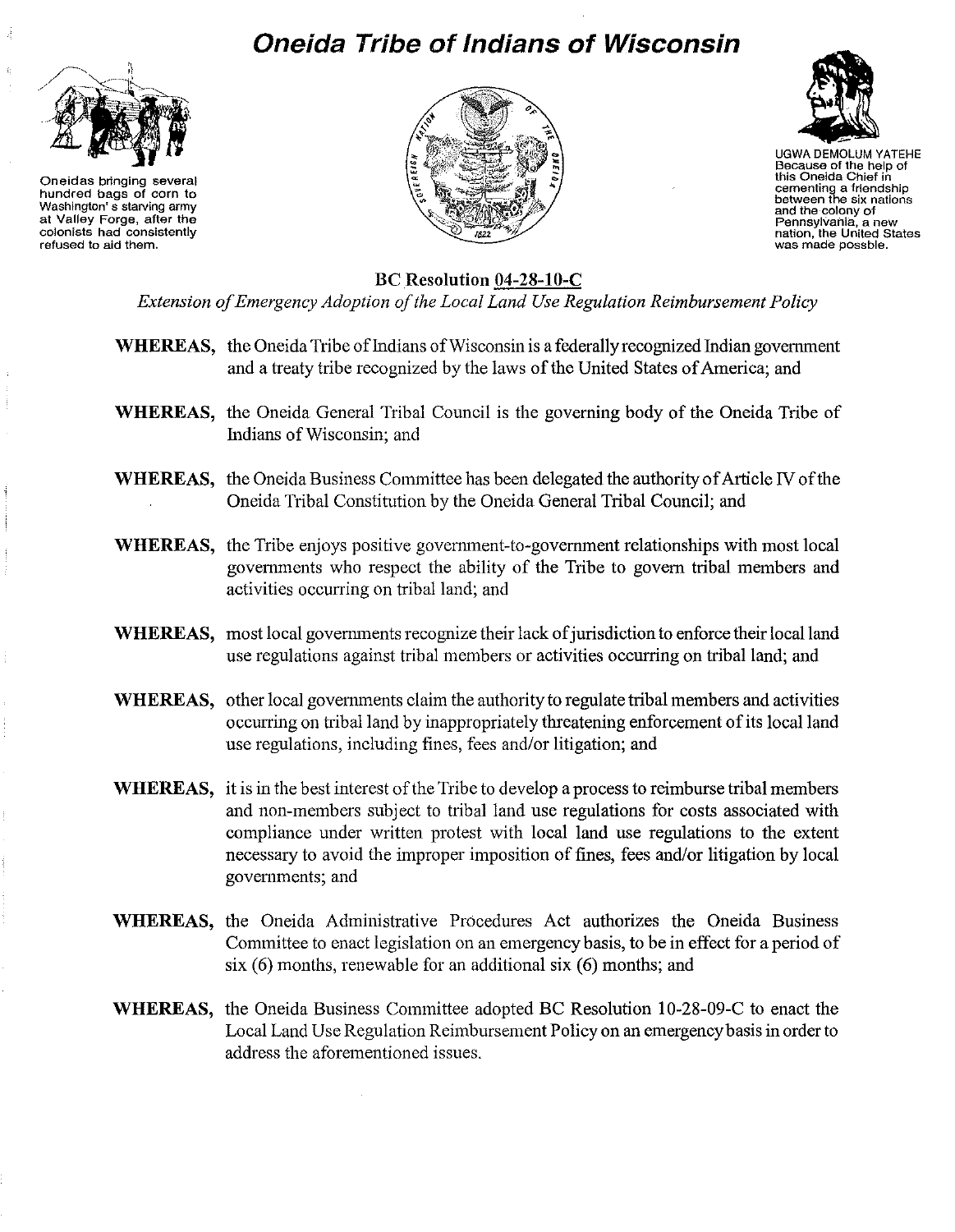# Oneida Tribe of Indians of Wisconsin

Oneidas bringing several hundred bags of corn to Washington's starving army at Valley Forge, after the colonists had consistently refused to aid them.

UGWA DEMOLUM YATEHE
Because of the help of this Oneida Chief in cementing a friendship between the six nations and the colony of Pennsylvania, a new nation, the United States was made possble.

**BC Resolution 04-28-10-C**

*Extension of Emergency Adoption of the Local Land Use Regulation Reimbursement Policy*

**WHEREAS,** the Oneida Tribe of Indians of Wisconsin is a federally recognized Indian government and a treaty tribe recognized by the laws of the United States of America; and

**WHEREAS,** the Oneida General Tribal Council is the governing body of the Oneida Tribe of Indians of Wisconsin; and

**WHEREAS,** the Oneida Business Committee has been delegated the authority of Article IV of the Oneida Tribal Constitution by the Oneida General Tribal Council; and

**WHEREAS,** the Tribe enjoys positive government-to-government relationships with most local governments who respect the ability of the Tribe to govern tribal members and activities occurring on tribal land; and

**WHEREAS,** most local governments recognize their lack of jurisdiction to enforce their local land use regulations against tribal members or activities occurring on tribal land; and

**WHEREAS,** other local governments claim the authority to regulate tribal members and activities occurring on tribal land by inappropriately threatening enforcement of its local land use regulations, including fines, fees and/or litigation; and

**WHEREAS,** it is in the best interest of the Tribe to develop a process to reimburse tribal members and non-members subject to tribal land use regulations for costs associated with compliance under written protest with local land use regulations to the extent necessary to avoid the improper imposition of fines, fees and/or litigation by local governments; and

**WHEREAS,** the Oneida Administrative Procedures Act authorizes the Oneida Business Committee to enact legislation on an emergency basis, to be in effect for a period of six (6) months, renewable for an additional six (6) months; and

**WHEREAS,** the Oneida Business Committee adopted BC Resolution 10-28-09-C to enact the Local Land Use Regulation Reimbursement Policy on an emergency basis in order to address the aforementioned issues.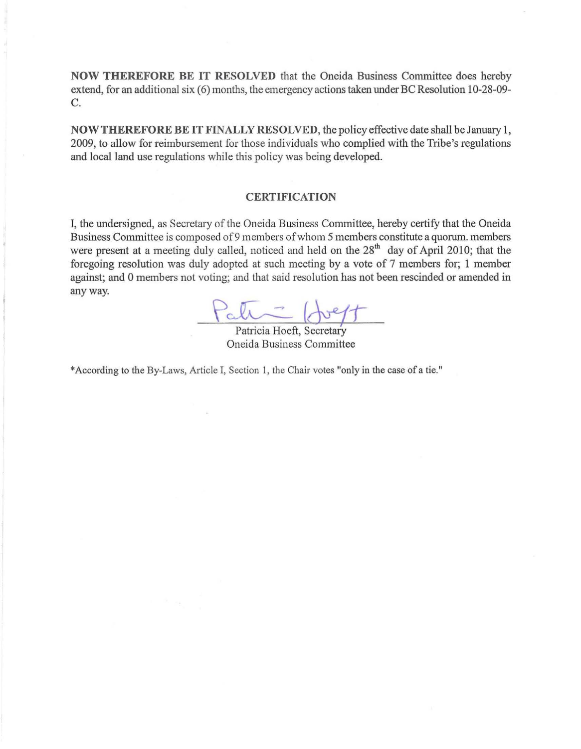**NOW THEREFORE BE IT RESOLVED** that the Oneida Business Committee does hereby extend, for an additional six (6) months, the emergency actions taken under BC Resolution 10-28-09-C.

**NOW THEREFORE BE IT FINALLY RESOLVED**, the policy effective date shall be January 1, 2009, to allow for reimbursement for those individuals who complied with the Tribe's regulations and local land use regulations while this policy was being developed.

## CERTIFICATION

I, the undersigned, as Secretary of the Oneida Business Committee, hereby certify that the Oneida Business Committee is composed of 9 members of whom 5 members constitute a quorum. members were present at a meeting duly called, noticed and held on the 28th day of April 2010; that the foregoing resolution was duly adopted at such meeting by a vote of 7 members for; 1 member against; and 0 members not voting; and that said resolution has not been rescinded or amended in any way.

Patricia Hoeft, Secretary
Oneida Business Committee

*According to the By-Laws, Article I, Section 1, the Chair votes "only in the case of a tie."